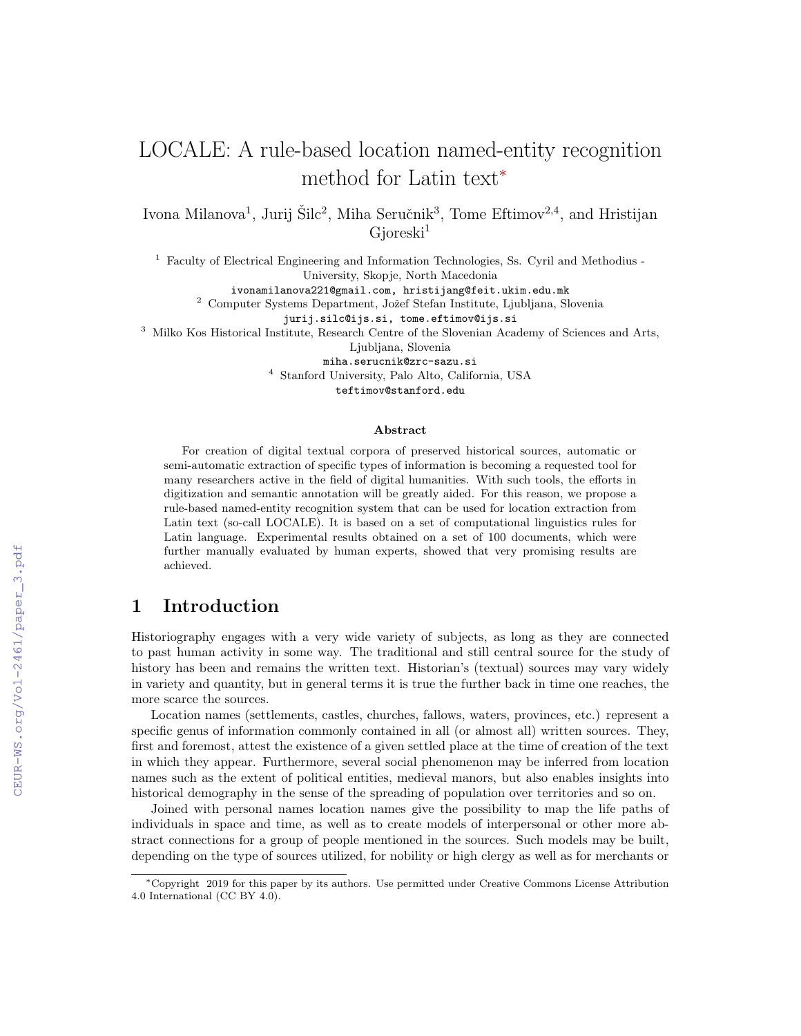# LOCALE: A rule-based location named-entity recognition method for Latin text*

Ivona Milanova[1], Jurij Šilc[2], Miha Seručnik[3], Tome Eftimov[2,4], and Hristijan Gjoreski[1]

[1] Faculty of Electrical Engineering and Information Technologies, Ss. Cyril and Methodius - University, Skopje, North Macedonia
ivonamilanova221@gmail.com, hristijang@feit.ukim.edu.mk

[2] Computer Systems Department, Jožef Stefan Institute, Ljubljana, Slovenia
jurij.silc@ijs.si, tome.eftimov@ijs.si

[3] Milko Kos Historical Institute, Research Centre of the Slovenian Academy of Sciences and Arts, Ljubljana, Slovenia
miha.serucnik@zrc-sazu.si

[4] Stanford University, Palo Alto, California, USA
teftimov@stanford.edu

### Abstract

For creation of digital textual corpora of preserved historical sources, automatic or semi-automatic extraction of specific types of information is becoming a requested tool for many researchers active in the field of digital humanities. With such tools, the efforts in digitization and semantic annotation will be greatly aided. For this reason, we propose a rule-based named-entity recognition system that can be used for location extraction from Latin text (so-call LOCALE). It is based on a set of computational linguistics rules for Latin language. Experimental results obtained on a set of 100 documents, which were further manually evaluated by human experts, showed that very promising results are achieved.

## 1 Introduction

Historiography engages with a very wide variety of subjects, as long as they are connected to past human activity in some way. The traditional and still central source for the study of history has been and remains the written text. Historian's (textual) sources may vary widely in variety and quantity, but in general terms it is true the further back in time one reaches, the more scarce the sources.

Location names (settlements, castles, churches, fallows, waters, provinces, etc.) represent a specific genus of information commonly contained in all (or almost all) written sources. They, first and foremost, attest the existence of a given settled place at the time of creation of the text in which they appear. Furthermore, several social phenomenon may be inferred from location names such as the extent of political entities, medieval manors, but also enables insights into historical demography in the sense of the spreading of population over territories and so on.

Joined with personal names location names give the possibility to map the life paths of individuals in space and time, as well as to create models of interpersonal or other more abstract connections for a group of people mentioned in the sources. Such models may be built, depending on the type of sources utilized, for nobility or high clergy as well as for merchants or

*Copyright 2019 for this paper by its authors. Use permitted under Creative Commons License Attribution 4.0 International (CC BY 4.0).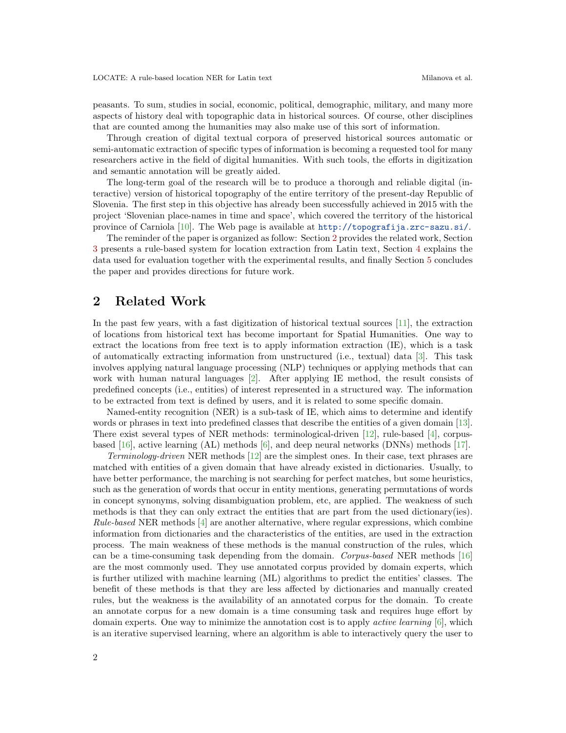peasants. To sum, studies in social, economic, political, demographic, military, and many more aspects of history deal with topographic data in historical sources. Of course, other disciplines that are counted among the humanities may also make use of this sort of information.

Through creation of digital textual corpora of preserved historical sources automatic or semi-automatic extraction of specific types of information is becoming a requested tool for many researchers active in the field of digital humanities. With such tools, the efforts in digitization and semantic annotation will be greatly aided.

The long-term goal of the research will be to produce a thorough and reliable digital (interactive) version of historical topography of the entire territory of the present-day Republic of Slovenia. The first step in this objective has already been successfully achieved in 2015 with the project 'Slovenian place-names in time and space', which covered the territory of the historical province of Carniola [10]. The Web page is available at http://topografija.zrc-sazu.si/.

The reminder of the paper is organized as follow: Section 2 provides the related work, Section 3 presents a rule-based system for location extraction from Latin text, Section 4 explains the data used for evaluation together with the experimental results, and finally Section 5 concludes the paper and provides directions for future work.

## 2 Related Work

In the past few years, with a fast digitization of historical textual sources [11], the extraction of locations from historical text has become important for Spatial Humanities. One way to extract the locations from free text is to apply information extraction (IE), which is a task of automatically extracting information from unstructured (i.e., textual) data [3]. This task involves applying natural language processing (NLP) techniques or applying methods that can work with human natural languages [2]. After applying IE method, the result consists of predefined concepts (i.e., entities) of interest represented in a structured way. The information to be extracted from text is defined by users, and it is related to some specific domain.

Named-entity recognition (NER) is a sub-task of IE, which aims to determine and identify words or phrases in text into predefined classes that describe the entities of a given domain [13]. There exist several types of NER methods: terminological-driven [12], rule-based [4], corpus-based [16], active learning (AL) methods [6], and deep neural networks (DNNs) methods [17].

*Terminology-driven* NER methods [12] are the simplest ones. In their case, text phrases are matched with entities of a given domain that have already existed in dictionaries. Usually, to have better performance, the marching is not searching for perfect matches, but some heuristics, such as the generation of words that occur in entity mentions, generating permutations of words in concept synonyms, solving disambiguation problem, etc, are applied. The weakness of such methods is that they can only extract the entities that are part from the used dictionary(ies). *Rule-based* NER methods [4] are another alternative, where regular expressions, which combine information from dictionaries and the characteristics of the entities, are used in the extraction process. The main weakness of these methods is the manual construction of the rules, which can be a time-consuming task depending from the domain. *Corpus-based* NER methods [16] are the most commonly used. They use annotated corpus provided by domain experts, which is further utilized with machine learning (ML) algorithms to predict the entities' classes. The benefit of these methods is that they are less affected by dictionaries and manually created rules, but the weakness is the availability of an annotated corpus for the domain. To create an annotate corpus for a new domain is a time consuming task and requires huge effort by domain experts. One way to minimize the annotation cost is to apply *active learning* [6], which is an iterative supervised learning, where an algorithm is able to interactively query the user to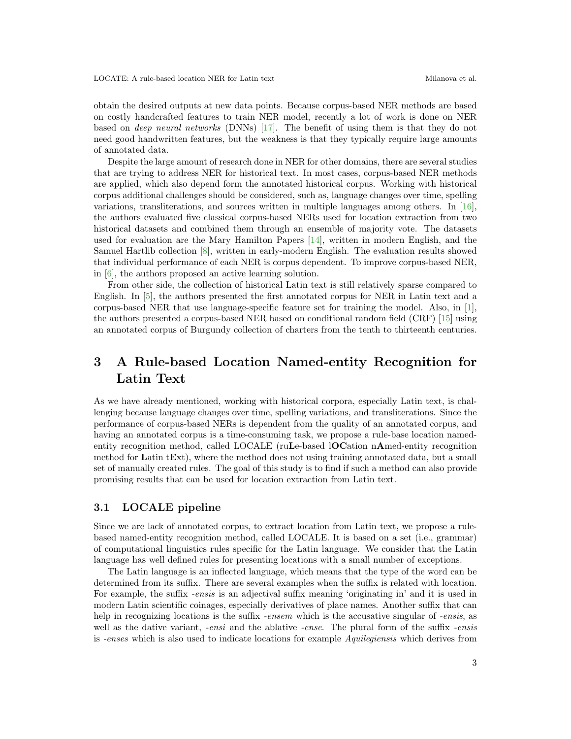obtain the desired outputs at new data points. Because corpus-based NER methods are based on costly handcrafted features to train NER model, recently a lot of work is done on NER based on *deep neural networks* (DNNs) [17]. The benefit of using them is that they do not need good handwritten features, but the weakness is that they typically require large amounts of annotated data.

Despite the large amount of research done in NER for other domains, there are several studies that are trying to address NER for historical text. In most cases, corpus-based NER methods are applied, which also depend form the annotated historical corpus. Working with historical corpus additional challenges should be considered, such as, language changes over time, spelling variations, transliterations, and sources written in multiple languages among others. In [16], the authors evaluated five classical corpus-based NERs used for location extraction from two historical datasets and combined them through an ensemble of majority vote. The datasets used for evaluation are the Mary Hamilton Papers [14], written in modern English, and the Samuel Hartlib collection [8], written in early-modern English. The evaluation results showed that individual performance of each NER is corpus dependent. To improve corpus-based NER, in [6], the authors proposed an active learning solution.

From other side, the collection of historical Latin text is still relatively sparse compared to English. In [5], the authors presented the first annotated corpus for NER in Latin text and a corpus-based NER that use language-specific feature set for training the model. Also, in [1], the authors presented a corpus-based NER based on conditional random field (CRF) [15] using an annotated corpus of Burgundy collection of charters from the tenth to thirteenth centuries.

# 3 A Rule-based Location Named-entity Recognition for Latin Text

As we have already mentioned, working with historical corpora, especially Latin text, is challenging because language changes over time, spelling variations, and transliterations. Since the performance of corpus-based NERs is dependent from the quality of an annotated corpus, and having an annotated corpus is a time-consuming task, we propose a rule-base location named-entity recognition method, called LOCALE (ru**L**e-based l**OC**ation n**A**med-entity recognition method for **L**atin t**E**xt), where the method does not using training annotated data, but a small set of manually created rules. The goal of this study is to find if such a method can also provide promising results that can be used for location extraction from Latin text.

## 3.1 LOCALE pipeline

Since we are lack of annotated corpus, to extract location from Latin text, we propose a rule-based named-entity recognition method, called LOCALE. It is based on a set (i.e., grammar) of computational linguistics rules specific for the Latin language. We consider that the Latin language has well defined rules for presenting locations with a small number of exceptions.

The Latin language is an inflected language, which means that the type of the word can be determined from its suffix. There are several examples when the suffix is related with location. For example, the suffix *-ensis* is an adjectival suffix meaning 'originating in' and it is used in modern Latin scientific coinages, especially derivatives of place names. Another suffix that can help in recognizing locations is the suffix *-ensem* which is the accusative singular of *-ensis*, as well as the dative variant, *-ensi* and the ablative *-ense*. The plural form of the suffix *-ensis* is *-enses* which is also used to indicate locations for example *Aquilegiensis* which derives from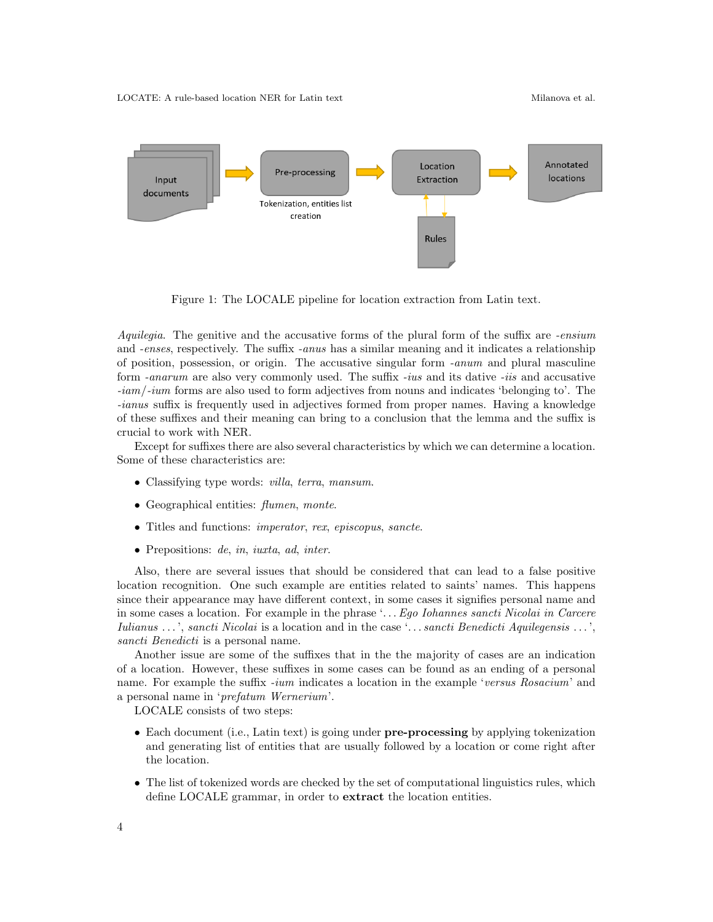Figure 1: The LOCALE pipeline for location extraction from Latin text.

*Aquilegia*. The genitive and the accusative forms of the plural form of the suffix are *-ensium* and *-enses*, respectively. The suffix *-anus* has a similar meaning and it indicates a relationship of position, possession, or origin. The accusative singular form *-anum* and plural masculine form *-anarum* are also very commonly used. The suffix *-ius* and its dative *-iis* and accusative *-iam*/*-ium* forms are also used to form adjectives from nouns and indicates 'belonging to'. The *-ianus* suffix is frequently used in adjectives formed from proper names. Having a knowledge of these suffixes and their meaning can bring to a conclusion that the lemma and the suffix is crucial to work with NER.

Except for suffixes there are also several characteristics by which we can determine a location. Some of these characteristics are:

- Classifying type words: *villa*, *terra*, *mansum*.
- Geographical entities: *flumen*, *monte*.
- Titles and functions: *imperator*, *rex*, *episcopus*, *sancte*.
- Prepositions: *de*, *in*, *iuxta*, *ad*, *inter*.

Also, there are several issues that should be considered that can lead to a false positive location recognition. One such example are entities related to saints' names. This happens since their appearance may have different context, in some cases it signifies personal name and in some cases a location. For example in the phrase '*... Ego Iohannes sancti Nicolai in Carcere Iulianus ...*', *sancti Nicolai* is a location and in the case '*... sancti Benedicti Aquilegensis ...*', *sancti Benedicti* is a personal name.

Another issue are some of the suffixes that in the the majority of cases are an indication of a location. However, these suffixes in some cases can be found as an ending of a personal name. For example the suffix *-ium* indicates a location in the example '*versus Rosacium*' and a personal name in '*prefatum Wernerium*'.

LOCALE consists of two steps:

- Each document (i.e., Latin text) is going under **pre-processing** by applying tokenization and generating list of entities that are usually followed by a location or come right after the location.
- The list of tokenized words are checked by the set of computational linguistics rules, which define LOCALE grammar, in order to **extract** the location entities.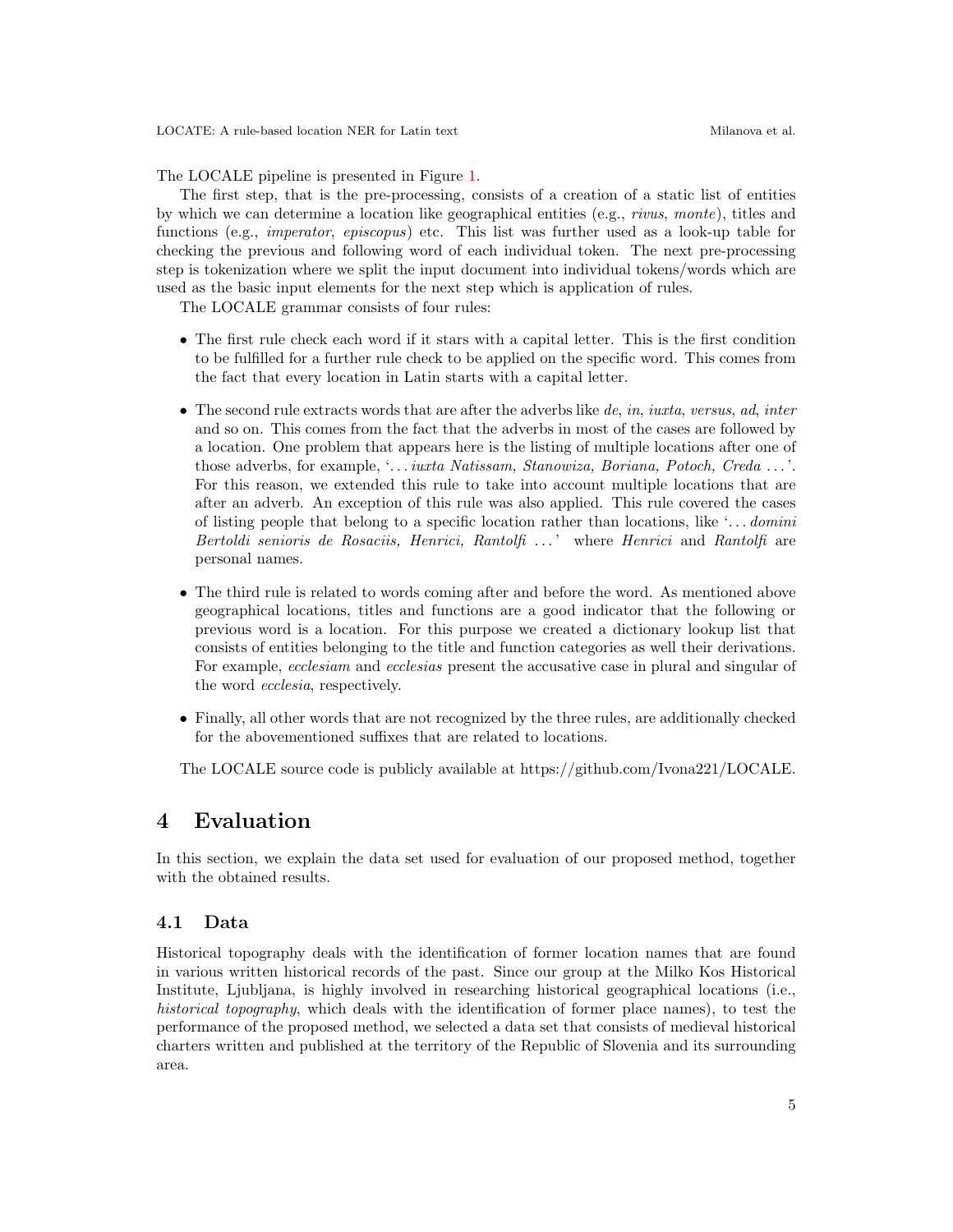The LOCALE pipeline is presented in Figure 1.

The first step, that is the pre-processing, consists of a creation of a static list of entities by which we can determine a location like geographical entities (e.g., *rivus*, *monte*), titles and functions (e.g., *imperator*, *episcopus*) etc. This list was further used as a look-up table for checking the previous and following word of each individual token. The next pre-processing step is tokenization where we split the input document into individual tokens/words which are used as the basic input elements for the next step which is application of rules.

The LOCALE grammar consists of four rules:

- The first rule check each word if it stars with a capital letter. This is the first condition to be fulfilled for a further rule check to be applied on the specific word. This comes from the fact that every location in Latin starts with a capital letter.

- The second rule extracts words that are after the adverbs like *de*, *in*, *iuxta*, *versus*, *ad*, *inter* and so on. This comes from the fact that the adverbs in most of the cases are followed by a location. One problem that appears here is the listing of multiple locations after one of those adverbs, for example, '*. . . iuxta Natissam, Stanowiza, Boriana, Potoch, Creda . . .*'. For this reason, we extended this rule to take into account multiple locations that are after an adverb. An exception of this rule was also applied. This rule covered the cases of listing people that belong to a specific location rather than locations, like '*. . . domini Bertoldi senioris de Rosaciis, Henrici, Rantolfi . . .*' where *Henrici* and *Rantolfi* are personal names.

- The third rule is related to words coming after and before the word. As mentioned above geographical locations, titles and functions are a good indicator that the following or previous word is a location. For this purpose we created a dictionary lookup list that consists of entities belonging to the title and function categories as well their derivations. For example, *ecclesiam* and *ecclesias* present the accusative case in plural and singular of the word *ecclesia*, respectively.

- Finally, all other words that are not recognized by the three rules, are additionally checked for the abovementioned suffixes that are related to locations.

The LOCALE source code is publicly available at https://github.com/Ivona221/LOCALE.

# 4 Evaluation

In this section, we explain the data set used for evaluation of our proposed method, together with the obtained results.

## 4.1 Data

Historical topography deals with the identification of former location names that are found in various written historical records of the past. Since our group at the Milko Kos Historical Institute, Ljubljana, is highly involved in researching historical geographical locations (i.e., *historical topography*, which deals with the identification of former place names), to test the performance of the proposed method, we selected a data set that consists of medieval historical charters written and published at the territory of the Republic of Slovenia and its surrounding area.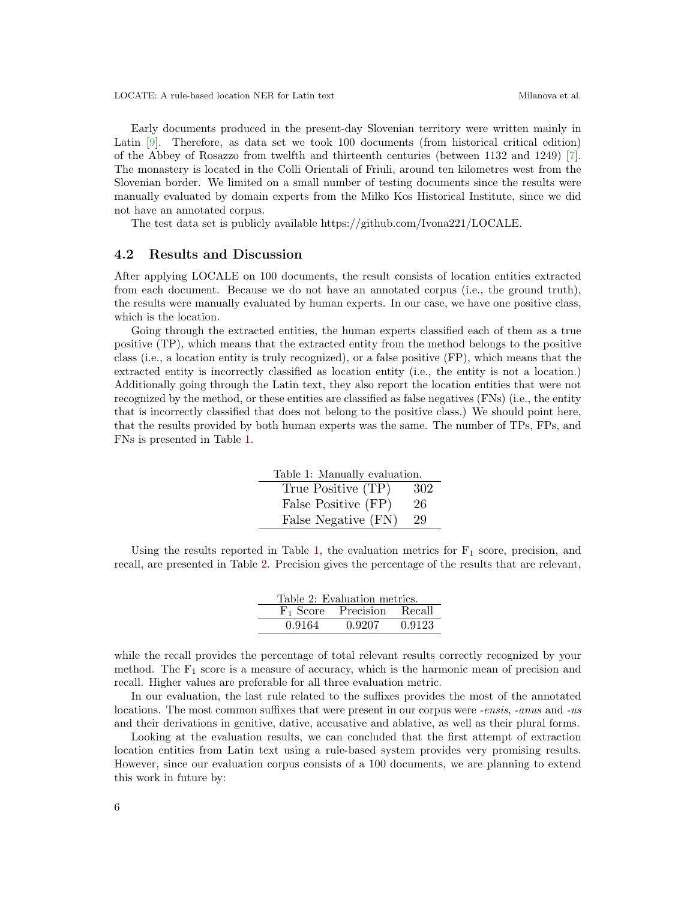Early documents produced in the present-day Slovenian territory were written mainly in Latin [9]. Therefore, as data set we took 100 documents (from historical critical edition) of the Abbey of Rosazzo from twelfth and thirteenth centuries (between 1132 and 1249) [7]. The monastery is located in the Colli Orientali of Friuli, around ten kilometres west from the Slovenian border. We limited on a small number of testing documents since the results were manually evaluated by domain experts from the Milko Kos Historical Institute, since we did not have an annotated corpus.

The test data set is publicly available https://github.com/Ivona221/LOCALE.

### 4.2 Results and Discussion

After applying LOCALE on 100 documents, the result consists of location entities extracted from each document. Because we do not have an annotated corpus (i.e., the ground truth), the results were manually evaluated by human experts. In our case, we have one positive class, which is the location.

Going through the extracted entities, the human experts classified each of them as a true positive (TP), which means that the extracted entity from the method belongs to the positive class (i.e., a location entity is truly recognized), or a false positive (FP), which means that the extracted entity is incorrectly classified as location entity (i.e., the entity is not a location.) Additionally going through the Latin text, they also report the location entities that were not recognized by the method, or these entities are classified as false negatives (FNs) (i.e., the entity that is incorrectly classified that does not belong to the positive class.) We should point here, that the results provided by both human experts was the same. The number of TPs, FPs, and FNs is presented in Table 1.

Table 1: Manually evaluation.

| | |
|---|---|
| True Positive (TP) | 302 |
| False Positive (FP) | 26 |
| False Negative (FN) | 29 |

Using the results reported in Table 1, the evaluation metrics for $F_1$ score, precision, and recall, are presented in Table 2. Precision gives the percentage of the results that are relevant, while the recall provides the percentage of total relevant results correctly recognized by your method. The $F_1$ score is a measure of accuracy, which is the harmonic mean of precision and recall. Higher values are preferable for all three evaluation metric.

Table 2: Evaluation metrics.

| $F_1$ Score | Precision | Recall |
|---|---|---|
| 0.9164 | 0.9207 | 0.9123 |

In our evaluation, the last rule related to the suffixes provides the most of the annotated locations. The most common suffixes that were present in our corpus were *-ensis*, *-anus* and *-us* and their derivations in genitive, dative, accusative and ablative, as well as their plural forms.

Looking at the evaluation results, we can concluded that the first attempt of extraction location entities from Latin text using a rule-based system provides very promising results. However, since our evaluation corpus consists of a 100 documents, we are planning to extend this work in future by: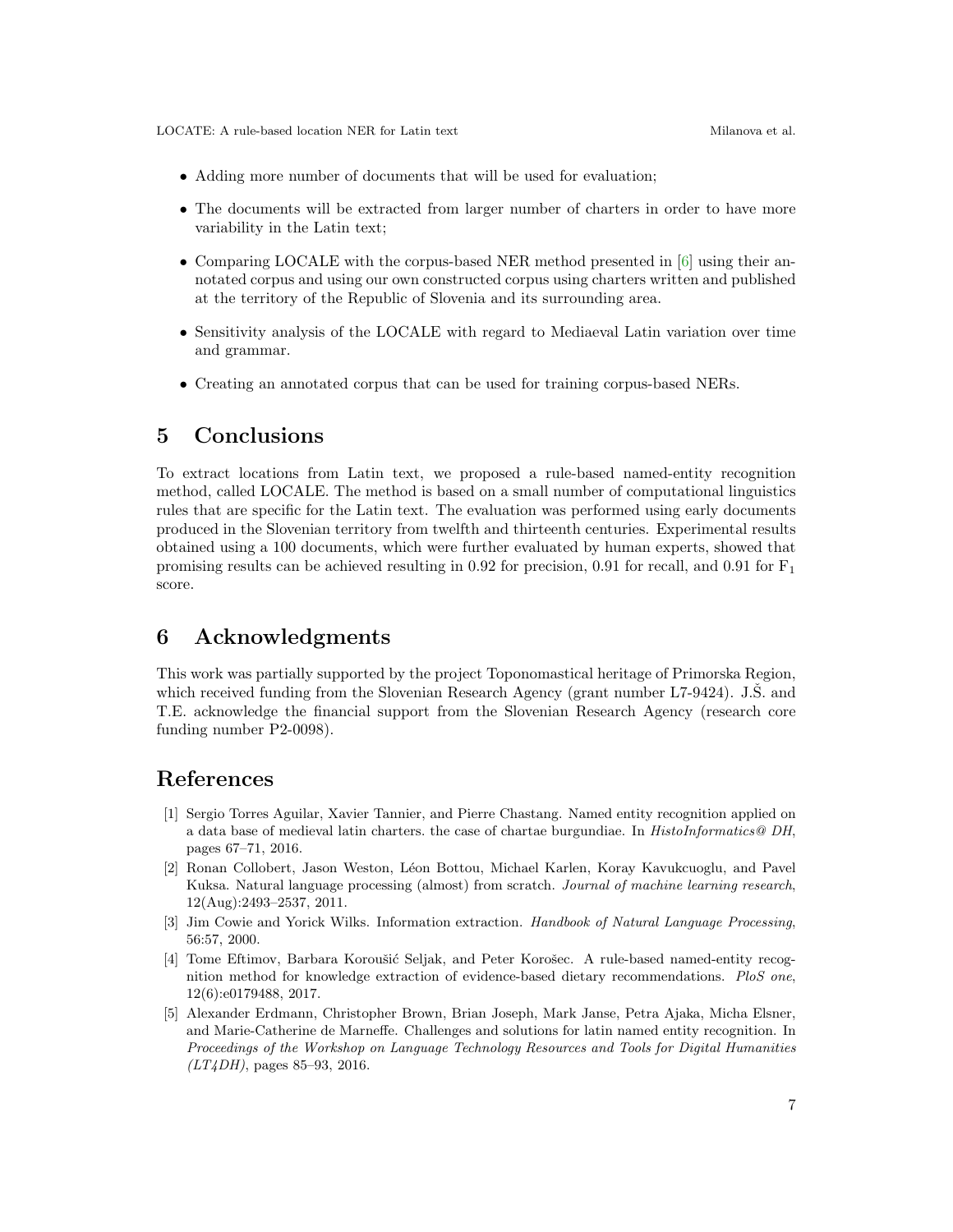- Adding more number of documents that will be used for evaluation;
- The documents will be extracted from larger number of charters in order to have more variability in the Latin text;
- Comparing LOCALE with the corpus-based NER method presented in [6] using their annotated corpus and using our own constructed corpus using charters written and published at the territory of the Republic of Slovenia and its surrounding area.
- Sensitivity analysis of the LOCALE with regard to Mediaeval Latin variation over time and grammar.
- Creating an annotated corpus that can be used for training corpus-based NERs.

# 5 Conclusions

To extract locations from Latin text, we proposed a rule-based named-entity recognition method, called LOCALE. The method is based on a small number of computational linguistics rules that are specific for the Latin text. The evaluation was performed using early documents produced in the Slovenian territory from twelfth and thirteenth centuries. Experimental results obtained using a 100 documents, which were further evaluated by human experts, showed that promising results can be achieved resulting in 0.92 for precision, 0.91 for recall, and 0.91 for $F_1$ score.

# 6 Acknowledgments

This work was partially supported by the project Toponomastical heritage of Primorska Region, which received funding from the Slovenian Research Agency (grant number L7-9424). J.Š. and T.E. acknowledge the financial support from the Slovenian Research Agency (research core funding number P2-0098).

# References

[1] Sergio Torres Aguilar, Xavier Tannier, and Pierre Chastang. Named entity recognition applied on a data base of medieval latin charters. the case of chartae burgundiae. In *HistoInformatics@ DH*, pages 67–71, 2016.

[2] Ronan Collobert, Jason Weston, Léon Bottou, Michael Karlen, Koray Kavukcuoglu, and Pavel Kuksa. Natural language processing (almost) from scratch. *Journal of machine learning research*, 12(Aug):2493–2537, 2011.

[3] Jim Cowie and Yorick Wilks. Information extraction. *Handbook of Natural Language Processing*, 56:57, 2000.

[4] Tome Eftimov, Barbara Koroušić Seljak, and Peter Korošec. A rule-based named-entity recognition method for knowledge extraction of evidence-based dietary recommendations. *PloS one*, 12(6):e0179488, 2017.

[5] Alexander Erdmann, Christopher Brown, Brian Joseph, Mark Janse, Petra Ajaka, Micha Elsner, and Marie-Catherine de Marneffe. Challenges and solutions for latin named entity recognition. In *Proceedings of the Workshop on Language Technology Resources and Tools for Digital Humanities (LT4DH)*, pages 85–93, 2016.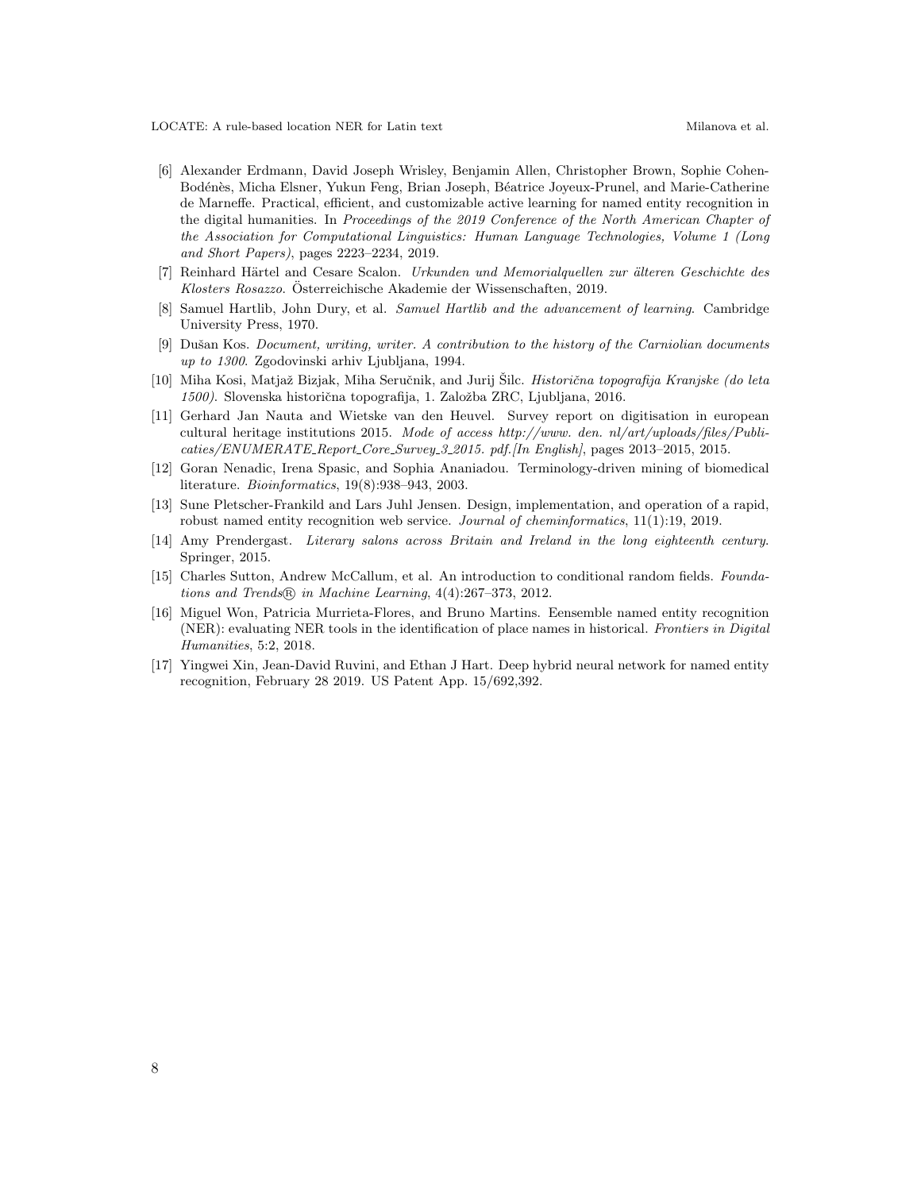[6] Alexander Erdmann, David Joseph Wrisley, Benjamin Allen, Christopher Brown, Sophie Cohen-Bodénès, Micha Elsner, Yukun Feng, Brian Joseph, Béatrice Joyeux-Prunel, and Marie-Catherine de Marneffe. Practical, efficient, and customizable active learning for named entity recognition in the digital humanities. In *Proceedings of the 2019 Conference of the North American Chapter of the Association for Computational Linguistics: Human Language Technologies, Volume 1 (Long and Short Papers)*, pages 2223–2234, 2019.

[7] Reinhard Härtel and Cesare Scalon. *Urkunden und Memorialquellen zur älteren Geschichte des Klosters Rosazzo.* Österreichische Akademie der Wissenschaften, 2019.

[8] Samuel Hartlib, John Dury, et al. *Samuel Hartlib and the advancement of learning*. Cambridge University Press, 1970.

[9] Dušan Kos. *Document, writing, writer. A contribution to the history of the Carniolian documents up to 1300.* Zgodovinski arhiv Ljubljana, 1994.

[10] Miha Kosi, Matjaž Bizjak, Miha Seručnik, and Jurij Šilc. *Historična topografija Kranjske (do leta 1500).* Slovenska historična topografija, 1. Založba ZRC, Ljubljana, 2016.

[11] Gerhard Jan Nauta and Wietske van den Heuvel. Survey report on digitisation in european cultural heritage institutions 2015. *Mode of access http://www. den. nl/art/uploads/files/Publicaties/ENUMERATE_Report_Core_Survey_3_2015. pdf.[In English]*, pages 2013–2015, 2015.

[12] Goran Nenadic, Irena Spasic, and Sophia Ananiadou. Terminology-driven mining of biomedical literature. *Bioinformatics*, 19(8):938–943, 2003.

[13] Sune Pletscher-Frankild and Lars Juhl Jensen. Design, implementation, and operation of a rapid, robust named entity recognition web service. *Journal of cheminformatics*, 11(1):19, 2019.

[14] Amy Prendergast. *Literary salons across Britain and Ireland in the long eighteenth century.* Springer, 2015.

[15] Charles Sutton, Andrew McCallum, et al. An introduction to conditional random fields. *Foundations and Trends® in Machine Learning*, 4(4):267–373, 2012.

[16] Miguel Won, Patricia Murrieta-Flores, and Bruno Martins. Eensemble named entity recognition (NER): evaluating NER tools in the identification of place names in historical. *Frontiers in Digital Humanities*, 5:2, 2018.

[17] Yingwei Xin, Jean-David Ruvini, and Ethan J Hart. Deep hybrid neural network for named entity recognition, February 28 2019. US Patent App. 15/692,392.